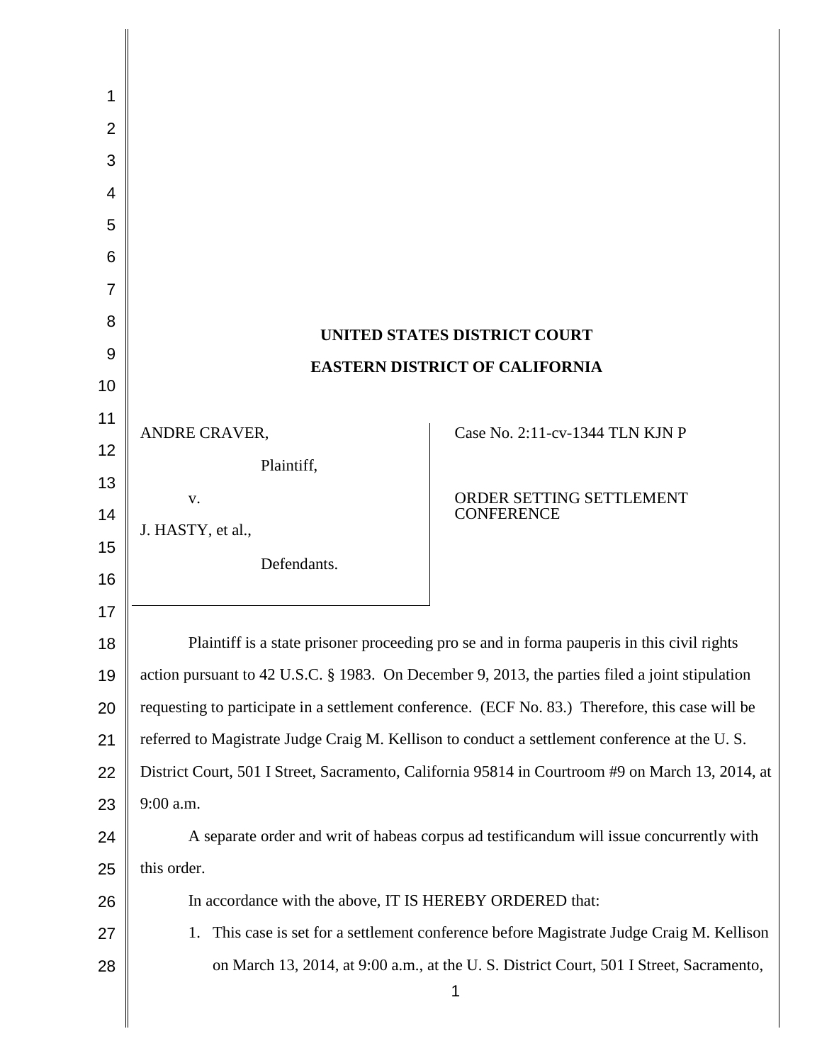# UNITED STATES DISTRICT COURT

# EASTERN DISTRICT OF CALIFORNIA

| | |
|---|---|
| ANDRE CRAVER,<br><br>Plaintiff,<br><br>v.<br><br>J. HASTY, et al.,<br><br>Defendants. | Case No. 2:11-cv-1344 TLN KJN P<br><br>ORDER SETTING SETTLEMENT CONFERENCE |

Plaintiff is a state prisoner proceeding pro se and in forma pauperis in this civil rights action pursuant to 42 U.S.C. § 1983. On December 9, 2013, the parties filed a joint stipulation requesting to participate in a settlement conference. (ECF No. 83.) Therefore, this case will be referred to Magistrate Judge Craig M. Kellison to conduct a settlement conference at the U. S. District Court, 501 I Street, Sacramento, California 95814 in Courtroom #9 on March 13, 2014, at 9:00 a.m.

A separate order and writ of habeas corpus ad testificandum will issue concurrently with this order.

In accordance with the above, IT IS HEREBY ORDERED that:

1. This case is set for a settlement conference before Magistrate Judge Craig M. Kellison on March 13, 2014, at 9:00 a.m., at the U. S. District Court, 501 I Street, Sacramento,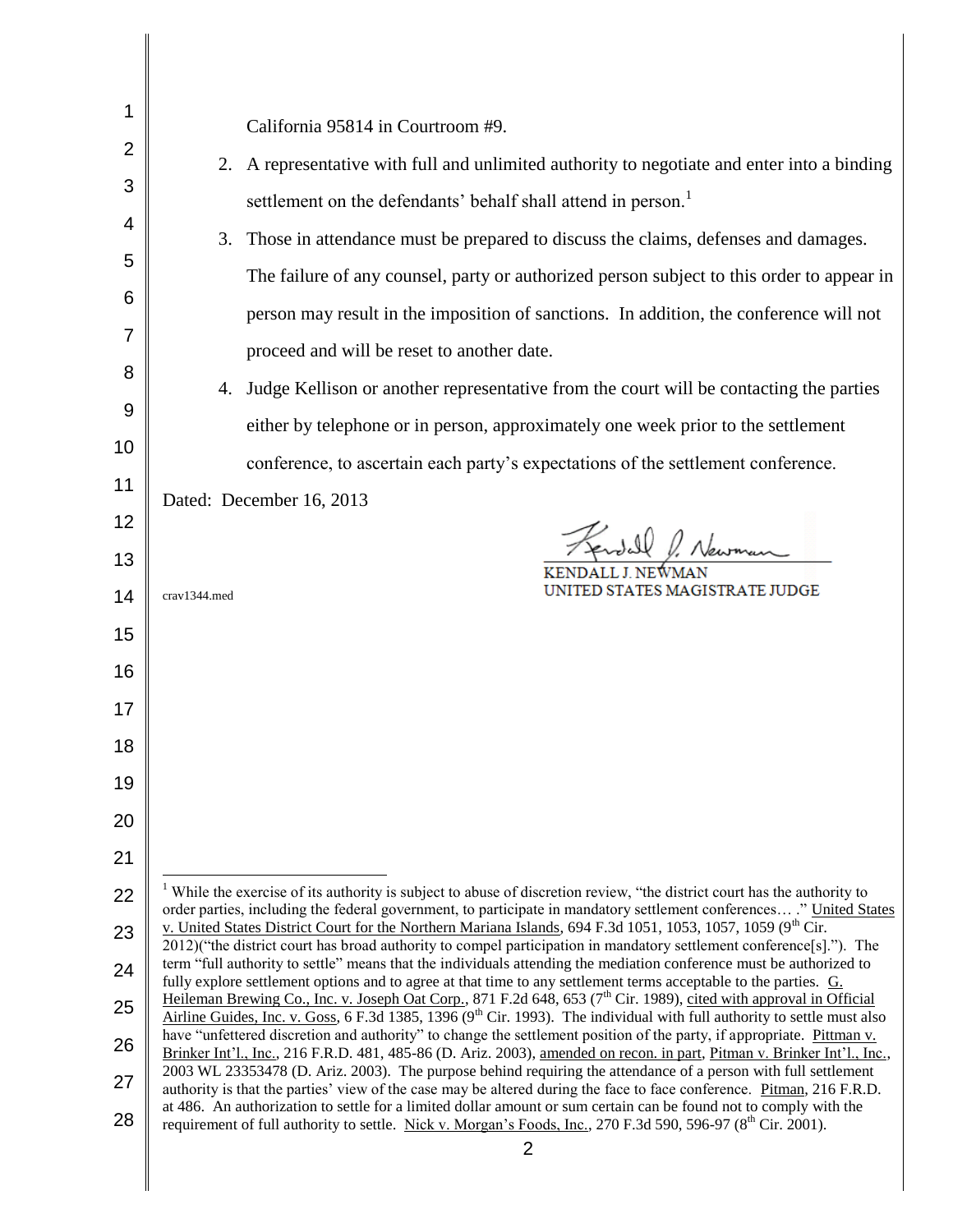California 95814 in Courtroom #9.

2. A representative with full and unlimited authority to negotiate and enter into a binding settlement on the defendants' behalf shall attend in person.[1]

3. Those in attendance must be prepared to discuss the claims, defenses and damages. The failure of any counsel, party or authorized person subject to this order to appear in person may result in the imposition of sanctions. In addition, the conference will not proceed and will be reset to another date.

4. Judge Kellison or another representative from the court will be contacting the parties either by telephone or in person, approximately one week prior to the settlement conference, to ascertain each party's expectations of the settlement conference.

Dated: December 16, 2013

KENDALL J. NEWMAN
UNITED STATES MAGISTRATE JUDGE

crav1344.med

---

[1] While the exercise of its authority is subject to abuse of discretion review, "the district court has the authority to order parties, including the federal government, to participate in mandatory settlement conferences… ." United States v. United States District Court for the Northern Mariana Islands, 694 F.3d 1051, 1053, 1057, 1059 (9th Cir. 2012)("the district court has broad authority to compel participation in mandatory settlement conference[s]."). The term "full authority to settle" means that the individuals attending the mediation conference must be authorized to fully explore settlement options and to agree at that time to any settlement terms acceptable to the parties. G. Heileman Brewing Co., Inc. v. Joseph Oat Corp., 871 F.2d 648, 653 (7th Cir. 1989), cited with approval in Official Airline Guides, Inc. v. Goss, 6 F.3d 1385, 1396 (9th Cir. 1993). The individual with full authority to settle must also have "unfettered discretion and authority" to change the settlement position of the party, if appropriate. Pittman v. Brinker Int'l., Inc., 216 F.R.D. 481, 485-86 (D. Ariz. 2003), amended on recon. in part, Pitman v. Brinker Int'l., Inc., 2003 WL 23353478 (D. Ariz. 2003). The purpose behind requiring the attendance of a person with full settlement authority is that the parties' view of the case may be altered during the face to face conference. Pitman, 216 F.R.D. at 486. An authorization to settle for a limited dollar amount or sum certain can be found not to comply with the requirement of full authority to settle. Nick v. Morgan's Foods, Inc., 270 F.3d 590, 596-97 (8th Cir. 2001).